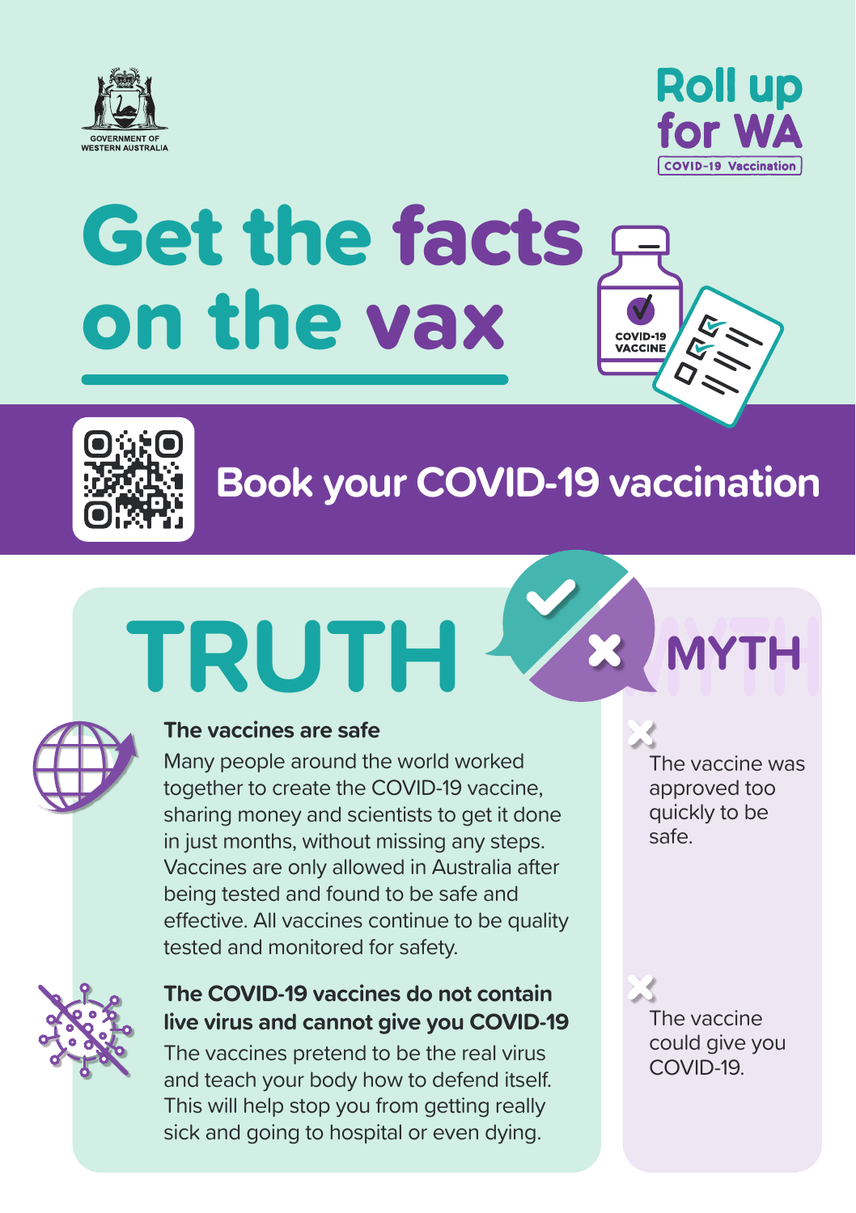GOVERNMENT OF WESTERN AUSTRALIA

**Roll up for WA**

COVID-19 Vaccination

# Get the facts on the vax

COVID-19 VACCINE

## Book your COVID-19 vaccination

## TRUTH

## MYTH

### The vaccines are safe

Many people around the world worked together to create the COVID-19 vaccine, sharing money and scientists to get it done in just months, without missing any steps. Vaccines are only allowed in Australia after being tested and found to be safe and effective. All vaccines continue to be quality tested and monitored for safety.

*Myth:* The vaccine was approved too quickly to be safe.

### The COVID-19 vaccines do not contain live virus and cannot give you COVID-19

The vaccines pretend to be the real virus and teach your body how to defend itself. This will help stop you from getting really sick and going to hospital or even dying.

*Myth:* The vaccine could give you COVID-19.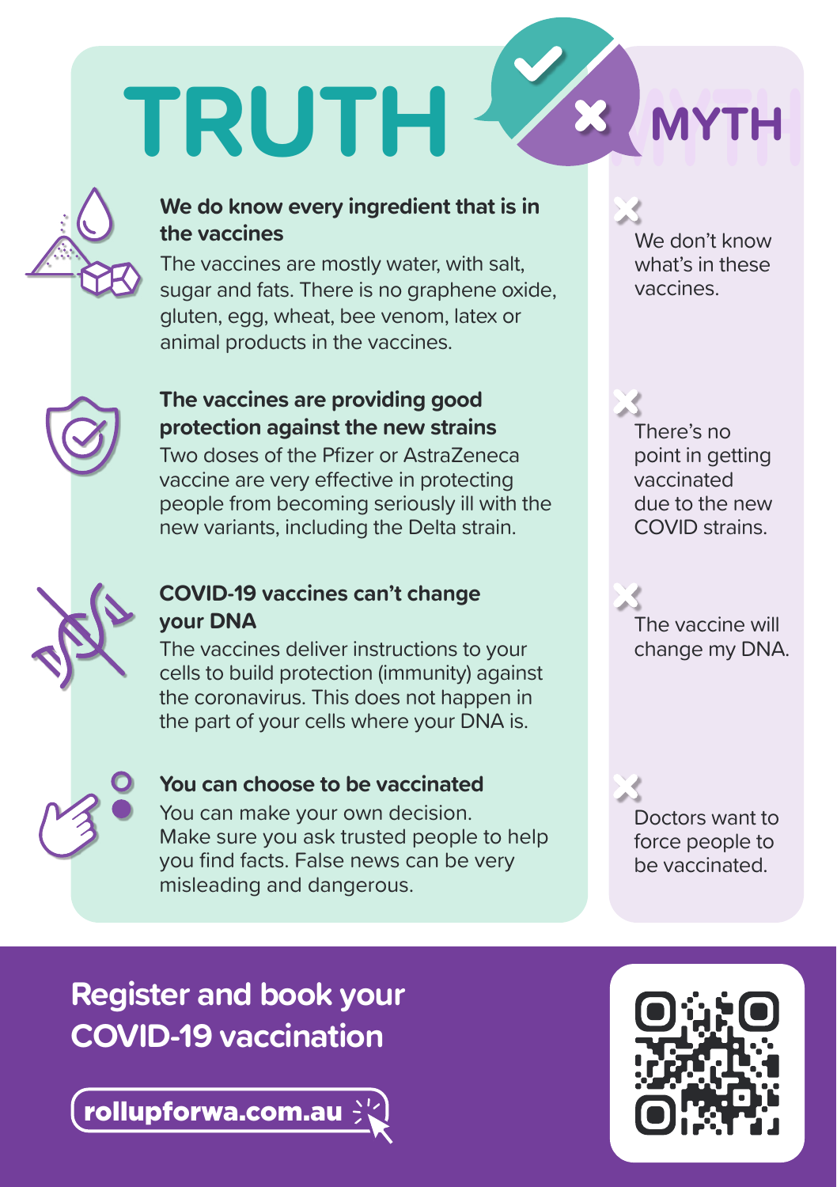# TRUTH

# MYTH

### We do know every ingredient that is in the vaccines

The vaccines are mostly water, with salt, sugar and fats. There is no graphene oxide, gluten, egg, wheat, bee venom, latex or animal products in the vaccines.

**Myth:** We don't know what's in these vaccines.

### The vaccines are providing good protection against the new strains

Two doses of the Pfizer or AstraZeneca vaccine are very effective in protecting people from becoming seriously ill with the new variants, including the Delta strain.

**Myth:** There's no point in getting vaccinated due to the new COVID strains.

### COVID-19 vaccines can't change your DNA

The vaccines deliver instructions to your cells to build protection (immunity) against the coronavirus. This does not happen in the part of your cells where your DNA is.

**Myth:** The vaccine will change my DNA.

### You can choose to be vaccinated

You can make your own decision. Make sure you ask trusted people to help you find facts. False news can be very misleading and dangerous.

**Myth:** Doctors want to force people to be vaccinated.

## Register and book your COVID-19 vaccination

rollupforwa.com.au